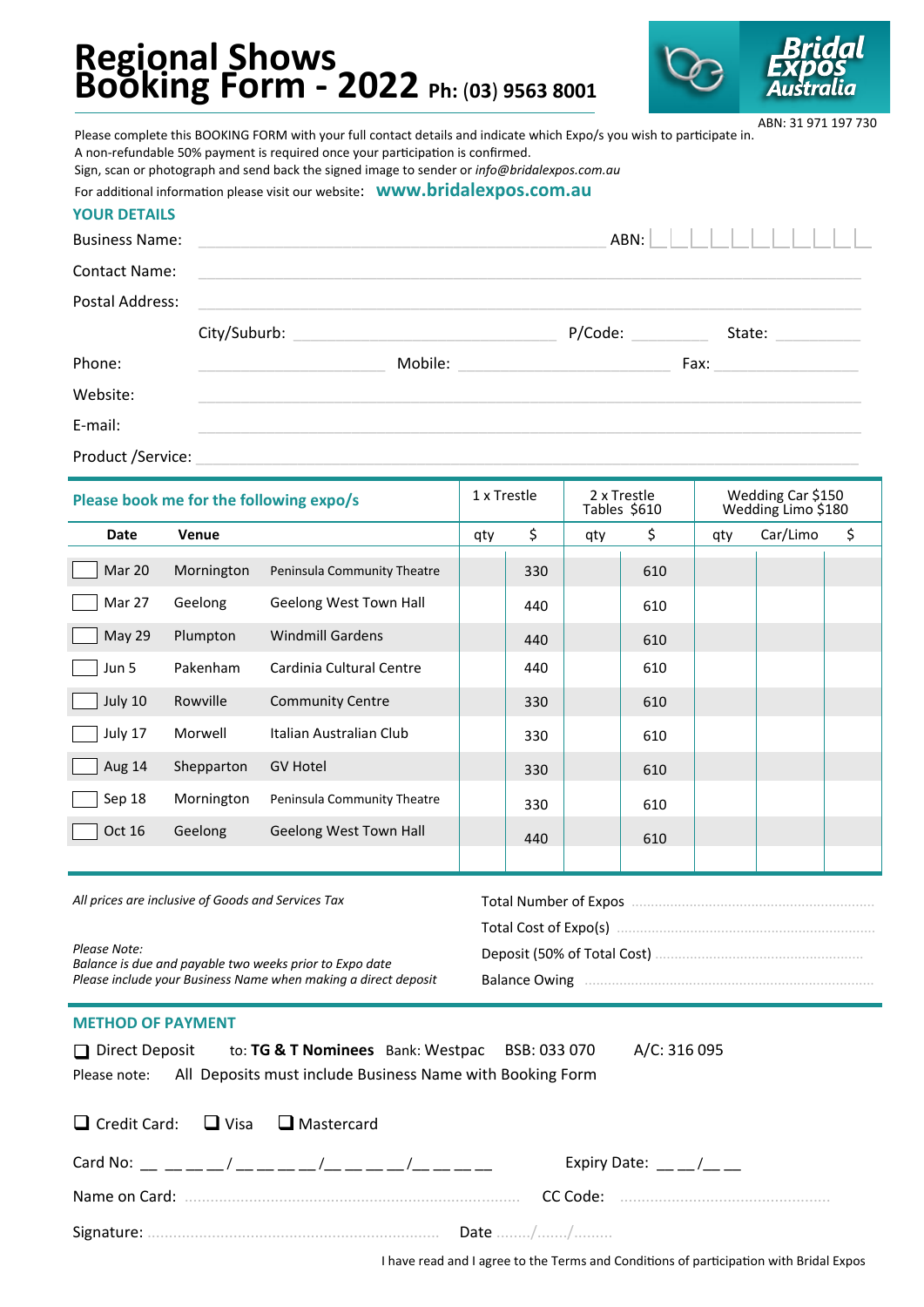# Regional Shows Booking Form - 2022 Ph: (03) 9563 8001

**Bridal Expos Australia**

ABN: 31 971 197 730

Please complete this BOOKING FORM with your full contact details and indicate which Expo/s you wish to participate in.
A non-refundable 50% payment is required once your participation is confirmed.
Sign, scan or photograph and send back the signed image to sender or *info@bridalexpos.com.au*
For additional information please visit our website: **www.bridalexpos.com.au**

## YOUR DETAILS

Business Name: ______________________ ABN: ___________

Contact Name: ______________________

Postal Address: ______________________

City/Suburb: ______________ P/Code: ________ State: ________

Phone: __________ Mobile: __________ Fax: __________

Website: ______________________

E-mail: ______________________

Product /Service: ______________________

| Please book me for the following expo/s | | | 1 x Trestle | | 2 x Trestle Tables $610 | | Wedding Car $150 Wedding Limo $180 | | |
|---|---|---|---|---|---|---|---|---|---|
| Date | Venue | | qty | $ | qty | $ | qty | Car/Limo | $ |
| ☐ Mar 20 | Mornington | Peninsula Community Theatre | | 330 | | 610 | | | |
| ☐ Mar 27 | Geelong | Geelong West Town Hall | | 440 | | 610 | | | |
| ☐ May 29 | Plumpton | Windmill Gardens | | 440 | | 610 | | | |
| ☐ Jun 5 | Pakenham | Cardinia Cultural Centre | | 440 | | 610 | | | |
| ☐ July 10 | Rowville | Community Centre | | 330 | | 610 | | | |
| ☐ July 17 | Morwell | Italian Australian Club | | 330 | | 610 | | | |
| ☐ Aug 14 | Shepparton | GV Hotel | | 330 | | 610 | | | |
| ☐ Sep 18 | Mornington | Peninsula Community Theatre | | 330 | | 610 | | | |
| ☐ Oct 16 | Geelong | Geelong West Town Hall | | 440 | | 610 | | | |

*All prices are inclusive of Goods and Services Tax*

*Please Note:*
*Balance is due and payable two weeks prior to Expo date*
*Please include your Business Name when making a direct deposit*

Total Number of Expos ..........
Total Cost of Expo(s) ..........
Deposit (50% of Total Cost) ..........
Balance Owing ..........

## METHOD OF PAYMENT

❑ Direct Deposit to: **TG & T Nominees** Bank: Westpac BSB: 033 070 A/C: 316 095

Please note: All Deposits must include Business Name with Booking Form

❑ Credit Card: ❑ Visa ❑ Mastercard

Card No: __ __ __ __/__ __ __ __/__ __ __ __/__ __ __ __ Expiry Date: __ __/__ __

Name on Card: .......... CC Code: ..........

Signature: .......... Date ......../......./.........

I have read and I agree to the Terms and Conditions of participation with Bridal Expos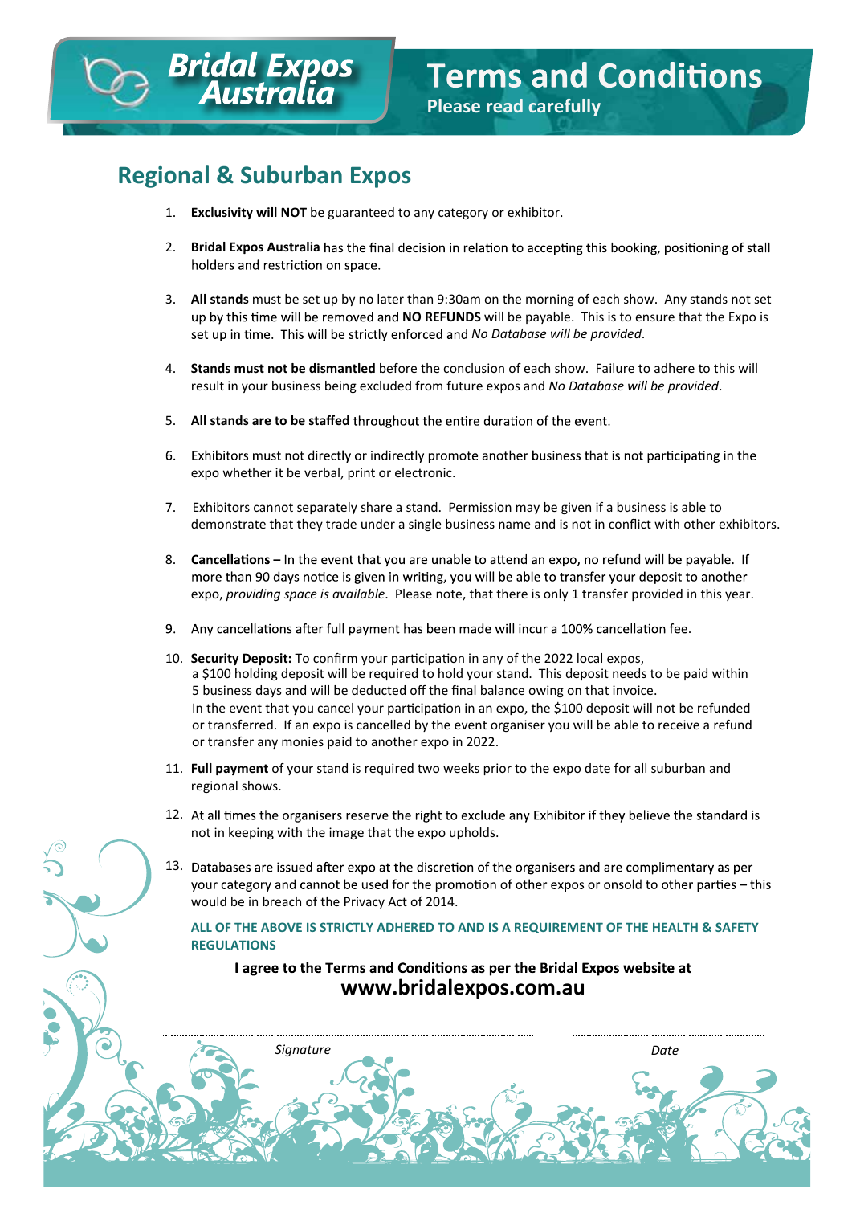# Bridal Expos Australia

# Terms and Conditions

**Please read carefully**

## Regional & Suburban Expos

1. **Exclusivity will NOT** be guaranteed to any category or exhibitor.

2. **Bridal Expos Australia** has the final decision in relation to accepting this booking, positioning of stall holders and restriction on space.

3. **All stands** must be set up by no later than 9:30am on the morning of each show. Any stands not set up by this time will be removed and **NO REFUNDS** will be payable. This is to ensure that the Expo is set up in time. This will be strictly enforced and *No Database will be provided*.

4. **Stands must not be dismantled** before the conclusion of each show. Failure to adhere to this will result in your business being excluded from future expos and *No Database will be provided*.

5. **All stands are to be staffed** throughout the entire duration of the event.

6. Exhibitors must not directly or indirectly promote another business that is not participating in the expo whether it be verbal, print or electronic.

7. Exhibitors cannot separately share a stand. Permission may be given if a business is able to demonstrate that they trade under a single business name and is not in conflict with other exhibitors.

8. **Cancellations** – In the event that you are unable to attend an expo, no refund will be payable. If more than 90 days notice is given in writing, you will be able to transfer your deposit to another expo, *providing space is available*. Please note, that there is only 1 transfer provided in this year.

9. Any cancellations after full payment has been made <u>will incur a 100% cancellation fee</u>.

10. **Security Deposit:** To confirm your participation in any of the 2022 local expos, a $100 holding deposit will be required to hold your stand. This deposit needs to be paid within 5 business days and will be deducted off the final balance owing on that invoice.
    In the event that you cancel your participation in an expo, the $100 deposit will not be refunded or transferred. If an expo is cancelled by the event organiser you will be able to receive a refund or transfer any monies paid to another expo in 2022.

11. **Full payment** of your stand is required two weeks prior to the expo date for all suburban and regional shows.

12. At all times the organisers reserve the right to exclude any Exhibitor if they believe the standard is not in keeping with the image that the expo upholds.

13. Databases are issued after expo at the discretion of the organisers and are complimentary as per your category and cannot be used for the promotion of other expos or onsold to other parties – this would be in breach of the Privacy Act of 2014.

**ALL OF THE ABOVE IS STRICTLY ADHERED TO AND IS A REQUIREMENT OF THE HEALTH & SAFETY REGULATIONS**

**I agree to the Terms and Conditions as per the Bridal Expos website at**
**www.bridalexpos.com.au**

............................................................ ............................................

*Signature* *Date*